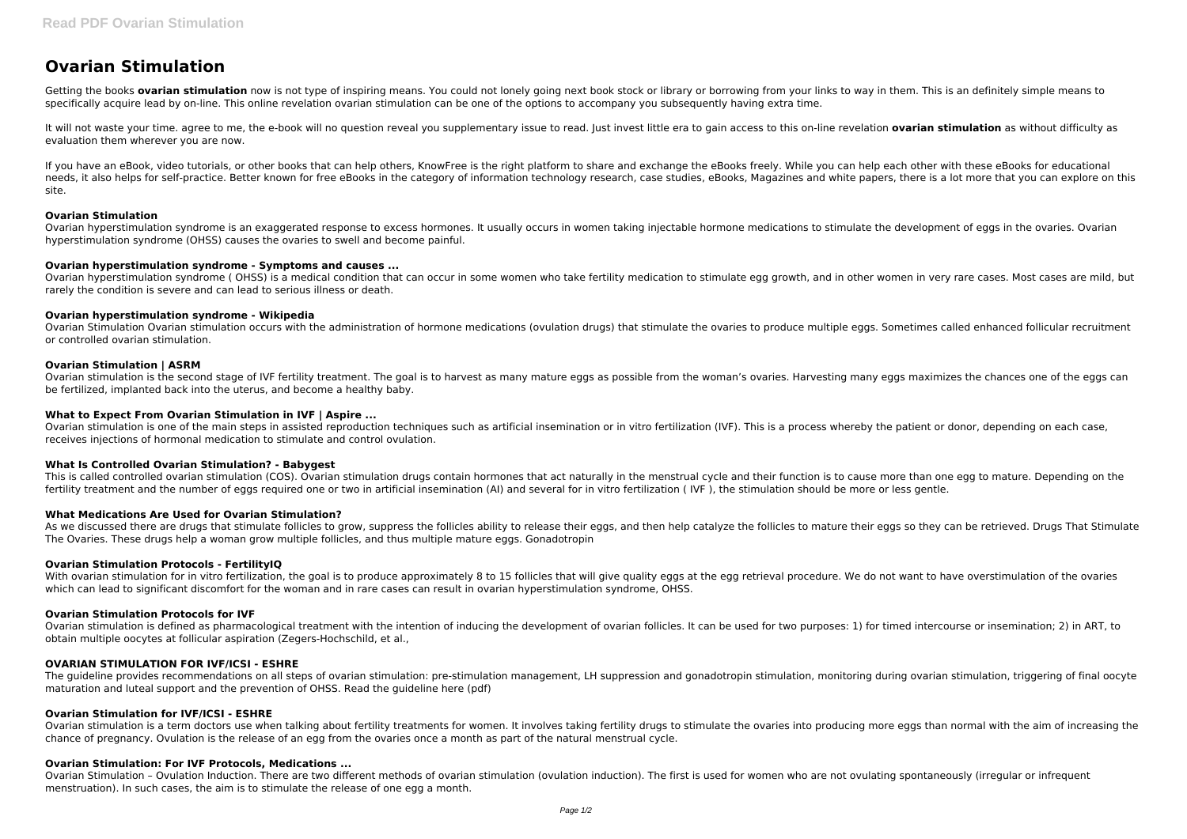# Ovarian Stimulation

Getting the books **ovarian stimulation** now is not type of inspiring means. You could not lonely going next book stock or library or borrowing from your links to way in them. This is an definitely simple means to specifically acquire lead by on-line. This online revelation ovarian stimulation can be one of the options to accompany you subsequently having extra time.

It will not waste your time. agree to me, the e-book will no question reveal you supplementary issue to read. Just invest little era to gain access to this on-line revelation **ovarian stimulation** as without difficulty as evaluation them wherever you are now.

If you have an eBook, video tutorials, or other books that can help others, KnowFree is the right platform to share and exchange the eBooks freely. While you can help each other with these eBooks for educational needs, it also helps for self-practice. Better known for free eBooks in the category of information technology research, case studies, eBooks, Magazines and white papers, there is a lot more that you can explore on this site.

### Ovarian Stimulation

Ovarian hyperstimulation syndrome is an exaggerated response to excess hormones. It usually occurs in women taking injectable hormone medications to stimulate the development of eggs in the ovaries. Ovarian hyperstimulation syndrome (OHSS) causes the ovaries to swell and become painful.

### Ovarian hyperstimulation syndrome - Symptoms and causes ...

Ovarian hyperstimulation syndrome ( OHSS) is a medical condition that can occur in some women who take fertility medication to stimulate egg growth, and in other women in very rare cases. Most cases are mild, but rarely the condition is severe and can lead to serious illness or death.

### Ovarian hyperstimulation syndrome - Wikipedia

Ovarian Stimulation Ovarian stimulation occurs with the administration of hormone medications (ovulation drugs) that stimulate the ovaries to produce multiple eggs. Sometimes called enhanced follicular recruitment or controlled ovarian stimulation.

### Ovarian Stimulation | ASRM

Ovarian stimulation is the second stage of IVF fertility treatment. The goal is to harvest as many mature eggs as possible from the woman's ovaries. Harvesting many eggs maximizes the chances one of the eggs can be fertilized, implanted back into the uterus, and become a healthy baby.

### What to Expect From Ovarian Stimulation in IVF | Aspire ...

Ovarian stimulation is one of the main steps in assisted reproduction techniques such as artificial insemination or in vitro fertilization (IVF). This is a process whereby the patient or donor, depending on each case, receives injections of hormonal medication to stimulate and control ovulation.

### What Is Controlled Ovarian Stimulation? - Babygest

This is called controlled ovarian stimulation (COS). Ovarian stimulation drugs contain hormones that act naturally in the menstrual cycle and their function is to cause more than one egg to mature. Depending on the fertility treatment and the number of eggs required one or two in artificial insemination (AI) and several for in vitro fertilization ( IVF ), the stimulation should be more or less gentle.

### What Medications Are Used for Ovarian Stimulation?

As we discussed there are drugs that stimulate follicles to grow, suppress the follicles ability to release their eggs, and then help catalyze the follicles to mature their eggs so they can be retrieved. Drugs That Stimulate The Ovaries. These drugs help a woman grow multiple follicles, and thus multiple mature eggs. Gonadotropin

### Ovarian Stimulation Protocols - FertilityIQ

With ovarian stimulation for in vitro fertilization, the goal is to produce approximately 8 to 15 follicles that will give quality eggs at the egg retrieval procedure. We do not want to have overstimulation of the ovaries which can lead to significant discomfort for the woman and in rare cases can result in ovarian hyperstimulation syndrome, OHSS.

### Ovarian Stimulation Protocols for IVF

Ovarian stimulation is defined as pharmacological treatment with the intention of inducing the development of ovarian follicles. It can be used for two purposes: 1) for timed intercourse or insemination; 2) in ART, to obtain multiple oocytes at follicular aspiration (Zegers-Hochschild, et al.,

### OVARIAN STIMULATION FOR IVF/ICSI - ESHRE

The guideline provides recommendations on all steps of ovarian stimulation: pre-stimulation management, LH suppression and gonadotropin stimulation, monitoring during ovarian stimulation, triggering of final oocyte maturation and luteal support and the prevention of OHSS. Read the guideline here (pdf)

### Ovarian Stimulation for IVF/ICSI - ESHRE

Ovarian stimulation is a term doctors use when talking about fertility treatments for women. It involves taking fertility drugs to stimulate the ovaries into producing more eggs than normal with the aim of increasing the chance of pregnancy. Ovulation is the release of an egg from the ovaries once a month as part of the natural menstrual cycle.

### Ovarian Stimulation: For IVF Protocols, Medications ...

Ovarian Stimulation – Ovulation Induction. There are two different methods of ovarian stimulation (ovulation induction). The first is used for women who are not ovulating spontaneously (irregular or infrequent menstruation). In such cases, the aim is to stimulate the release of one egg a month.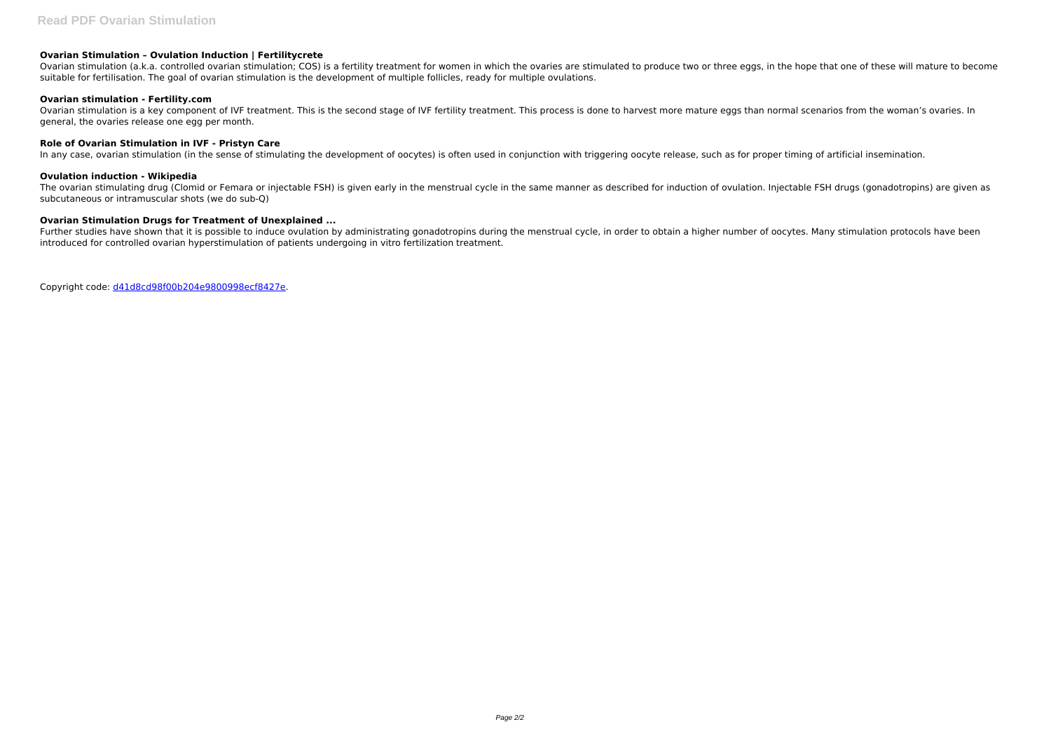### Ovarian Stimulation – Ovulation Induction | Fertilitycrete

Ovarian stimulation (a.k.a. controlled ovarian stimulation; COS) is a fertility treatment for women in which the ovaries are stimulated to produce two or three eggs, in the hope that one of these will mature to become suitable for fertilisation. The goal of ovarian stimulation is the development of multiple follicles, ready for multiple ovulations.

### Ovarian stimulation - Fertility.com

Ovarian stimulation is a key component of IVF treatment. This is the second stage of IVF fertility treatment. This process is done to harvest more mature eggs than normal scenarios from the woman's ovaries. In general, the ovaries release one egg per month.

### Role of Ovarian Stimulation in IVF - Pristyn Care

In any case, ovarian stimulation (in the sense of stimulating the development of oocytes) is often used in conjunction with triggering oocyte release, such as for proper timing of artificial insemination.

### Ovulation induction - Wikipedia

The ovarian stimulating drug (Clomid or Femara or injectable FSH) is given early in the menstrual cycle in the same manner as described for induction of ovulation. Injectable FSH drugs (gonadotropins) are given as subcutaneous or intramuscular shots (we do sub-Q)

### Ovarian Stimulation Drugs for Treatment of Unexplained ...

Further studies have shown that it is possible to induce ovulation by administrating gonadotropins during the menstrual cycle, in order to obtain a higher number of oocytes. Many stimulation protocols have been introduced for controlled ovarian hyperstimulation of patients undergoing in vitro fertilization treatment.

Copyright code: d41d8cd98f00b204e9800998ecf8427e.